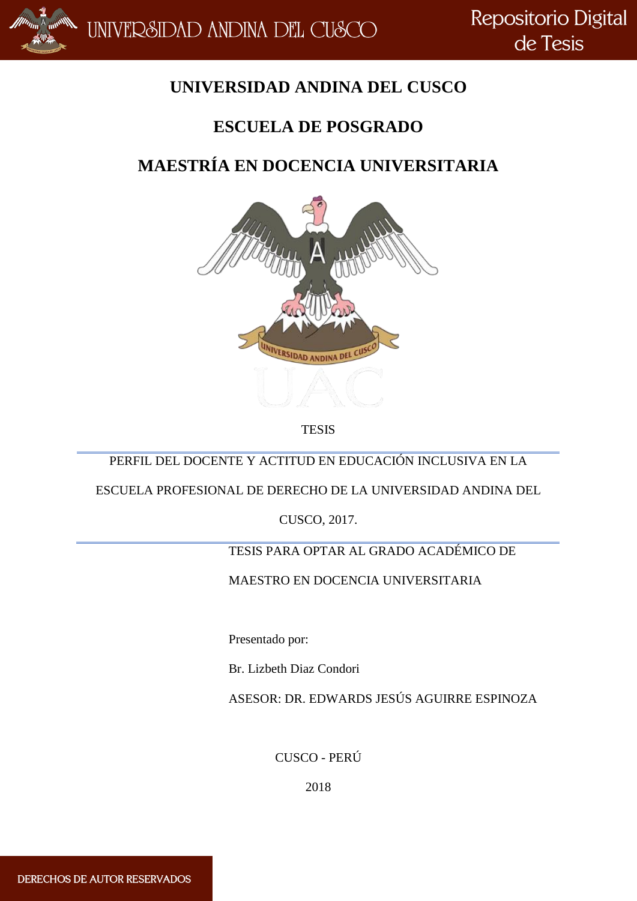# UNIVERSIDAD ANDINA DEL CUSCO

## ESCUELA DE POSGRADO

## MAESTRÍA EN DOCENCIA UNIVERSITARIA

TESIS

PERFIL DEL DOCENTE Y ACTITUD EN EDUCACIÓN INCLUSIVA EN LA ESCUELA PROFESIONAL DE DERECHO DE LA UNIVERSIDAD ANDINA DEL CUSCO, 2017.

TESIS PARA OPTAR AL GRADO ACADÉMICO DE MAESTRO EN DOCENCIA UNIVERSITARIA

Presentado por:

Br. Lizbeth Diaz Condori

ASESOR: DR. EDWARDS JESÚS AGUIRRE ESPINOZA

CUSCO - PERÚ

2018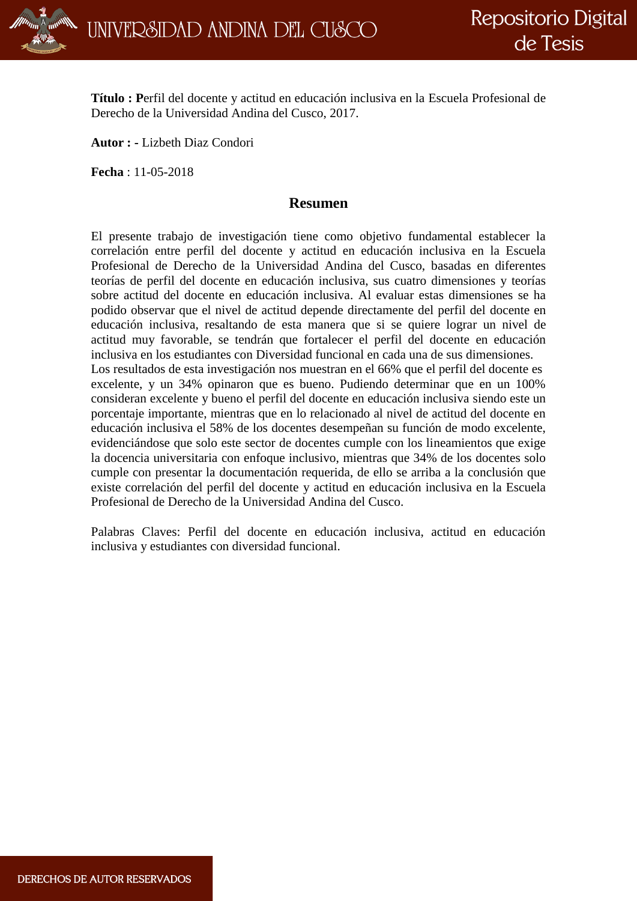**Título : P**erfil del docente y actitud en educación inclusiva en la Escuela Profesional de Derecho de la Universidad Andina del Cusco, 2017.

**Autor : -** Lizbeth Diaz Condori

**Fecha** : 11-05-2018

## Resumen

El presente trabajo de investigación tiene como objetivo fundamental establecer la correlación entre perfil del docente y actitud en educación inclusiva en la Escuela Profesional de Derecho de la Universidad Andina del Cusco, basadas en diferentes teorías de perfil del docente en educación inclusiva, sus cuatro dimensiones y teorías sobre actitud del docente en educación inclusiva. Al evaluar estas dimensiones se ha podido observar que el nivel de actitud depende directamente del perfil del docente en educación inclusiva, resaltando de esta manera que si se quiere lograr un nivel de actitud muy favorable, se tendrán que fortalecer el perfil del docente en educación inclusiva en los estudiantes con Diversidad funcional en cada una de sus dimensiones.
Los resultados de esta investigación nos muestran en el 66% que el perfil del docente es excelente, y un 34% opinaron que es bueno. Pudiendo determinar que en un 100% consideran excelente y bueno el perfil del docente en educación inclusiva siendo este un porcentaje importante, mientras que en lo relacionado al nivel de actitud del docente en educación inclusiva el 58% de los docentes desempeñan su función de modo excelente, evidenciándose que solo este sector de docentes cumple con los lineamientos que exige la docencia universitaria con enfoque inclusivo, mientras que 34% de los docentes solo cumple con presentar la documentación requerida, de ello se arriba a la conclusión que existe correlación del perfil del docente y actitud en educación inclusiva en la Escuela Profesional de Derecho de la Universidad Andina del Cusco.

Palabras Claves: Perfil del docente en educación inclusiva, actitud en educación inclusiva y estudiantes con diversidad funcional.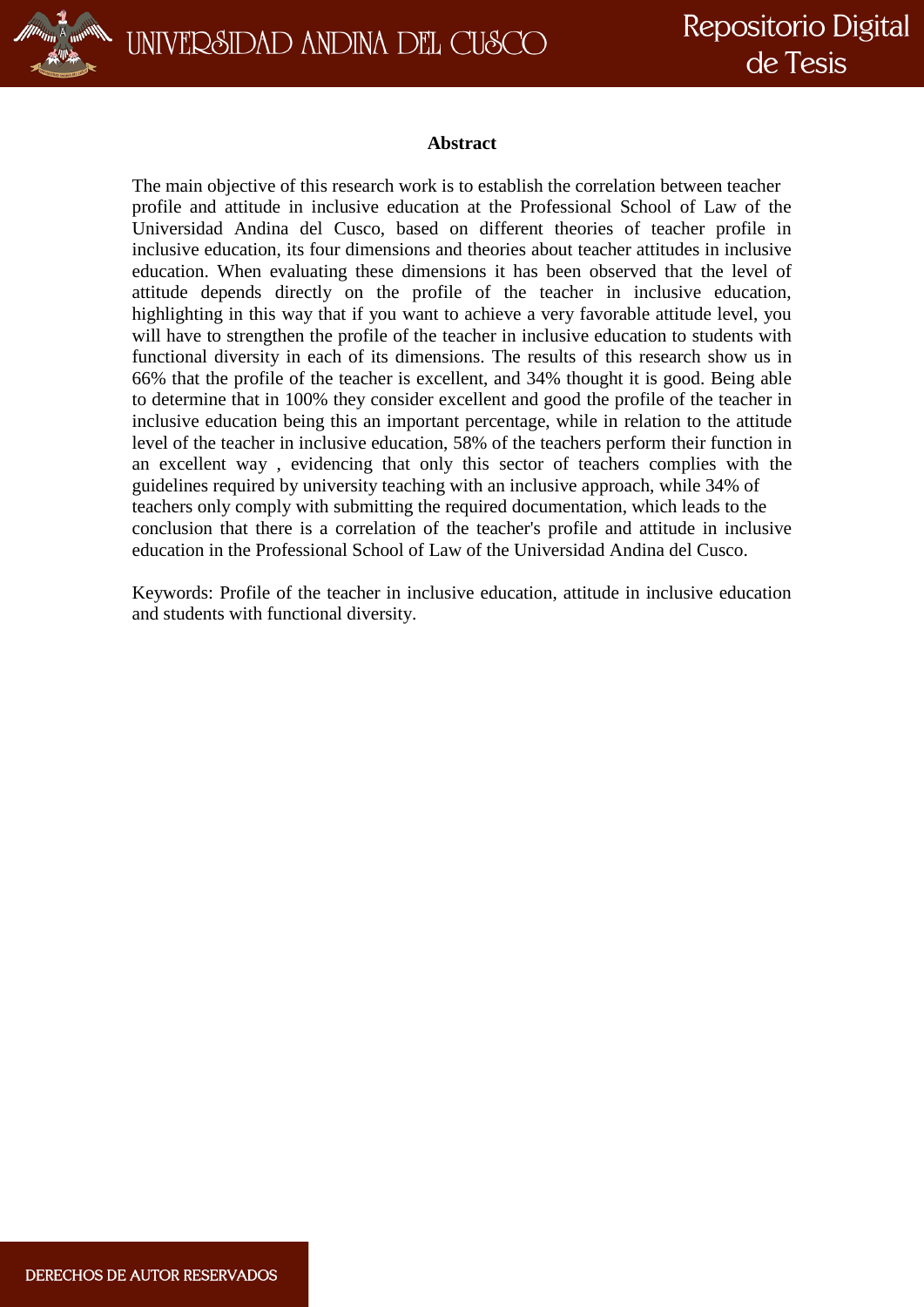**Abstract**

The main objective of this research work is to establish the correlation between teacher profile and attitude in inclusive education at the Professional School of Law of the Universidad Andina del Cusco, based on different theories of teacher profile in inclusive education, its four dimensions and theories about teacher attitudes in inclusive education. When evaluating these dimensions it has been observed that the level of attitude depends directly on the profile of the teacher in inclusive education, highlighting in this way that if you want to achieve a very favorable attitude level, you will have to strengthen the profile of the teacher in inclusive education to students with functional diversity in each of its dimensions. The results of this research show us in 66% that the profile of the teacher is excellent, and 34% thought it is good. Being able to determine that in 100% they consider excellent and good the profile of the teacher in inclusive education being this an important percentage, while in relation to the attitude level of the teacher in inclusive education, 58% of the teachers perform their function in an excellent way , evidencing that only this sector of teachers complies with the guidelines required by university teaching with an inclusive approach, while 34% of teachers only comply with submitting the required documentation, which leads to the conclusion that there is a correlation of the teacher's profile and attitude in inclusive education in the Professional School of Law of the Universidad Andina del Cusco.

Keywords: Profile of the teacher in inclusive education, attitude in inclusive education and students with functional diversity.